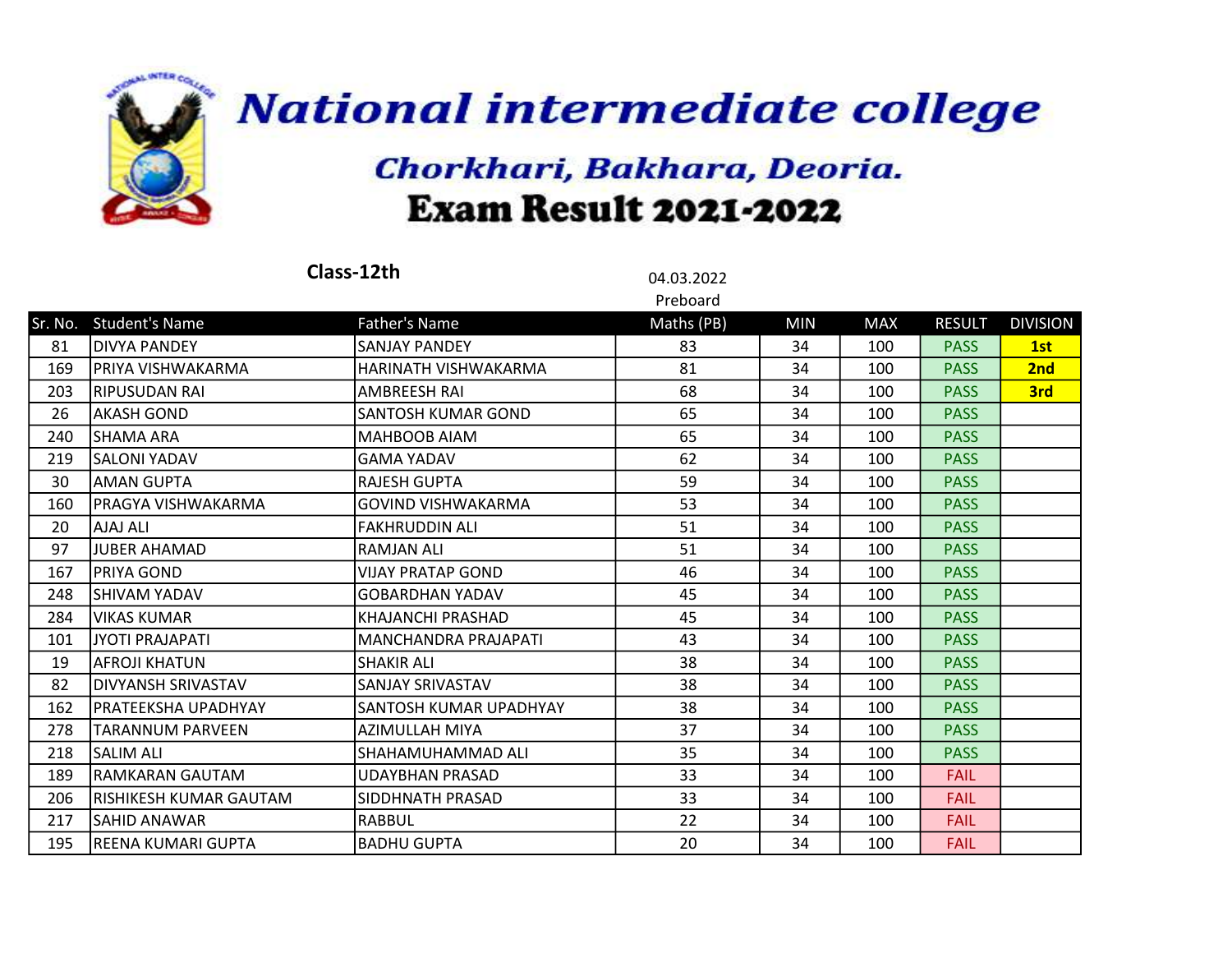# National intermediate college

## Chorkhari, Bakhara, Deoria.

## Exam Result 2021-2022

**Class-12th**

04.03.2022

Preboard

| Sr. No. | Student's Name | Father's Name | Maths (PB) | MIN | MAX | RESULT | DIVISION |
|---|---|---|---|---|---|---|---|
| 81 | DIVYA PANDEY | SANJAY PANDEY | 83 | 34 | 100 | PASS | **1st** |
| 169 | PRIYA VISHWAKARMA | HARINATH VISHWAKARMA | 81 | 34 | 100 | PASS | **2nd** |
| 203 | RIPUSUDAN RAI | AMBREESH RAI | 68 | 34 | 100 | PASS | **3rd** |
| 26 | AKASH GOND | SANTOSH KUMAR GOND | 65 | 34 | 100 | PASS | |
| 240 | SHAMA ARA | MAHBOOB AIAM | 65 | 34 | 100 | PASS | |
| 219 | SALONI YADAV | GAMA YADAV | 62 | 34 | 100 | PASS | |
| 30 | AMAN GUPTA | RAJESH GUPTA | 59 | 34 | 100 | PASS | |
| 160 | PRAGYA VISHWAKARMA | GOVIND VISHWAKARMA | 53 | 34 | 100 | PASS | |
| 20 | AJAJ ALI | FAKHRUDDIN ALI | 51 | 34 | 100 | PASS | |
| 97 | JUBER AHAMAD | RAMJAN ALI | 51 | 34 | 100 | PASS | |
| 167 | PRIYA GOND | VIJAY PRATAP GOND | 46 | 34 | 100 | PASS | |
| 248 | SHIVAM YADAV | GOBARDHAN YADAV | 45 | 34 | 100 | PASS | |
| 284 | VIKAS KUMAR | KHAJANCHI PRASHAD | 45 | 34 | 100 | PASS | |
| 101 | JYOTI PRAJAPATI | MANCHANDRA PRAJAPATI | 43 | 34 | 100 | PASS | |
| 19 | AFROJI KHATUN | SHAKIR ALI | 38 | 34 | 100 | PASS | |
| 82 | DIVYANSH SRIVASTAV | SANJAY SRIVASTAV | 38 | 34 | 100 | PASS | |
| 162 | PRATEEKSHA UPADHYAY | SANTOSH KUMAR UPADHYAY | 38 | 34 | 100 | PASS | |
| 278 | TARANNUM PARVEEN | AZIMULLAH MIYA | 37 | 34 | 100 | PASS | |
| 218 | SALIM ALI | SHAHAMUHAMMAD ALI | 35 | 34 | 100 | PASS | |
| 189 | RAMKARAN GAUTAM | UDAYBHAN PRASAD | 33 | 34 | 100 | FAIL | |
| 206 | RISHIKESH KUMAR GAUTAM | SIDDHNATH PRASAD | 33 | 34 | 100 | FAIL | |
| 217 | SAHID ANAWAR | RABBUL | 22 | 34 | 100 | FAIL | |
| 195 | REENA KUMARI GUPTA | BADHU GUPTA | 20 | 34 | 100 | FAIL | |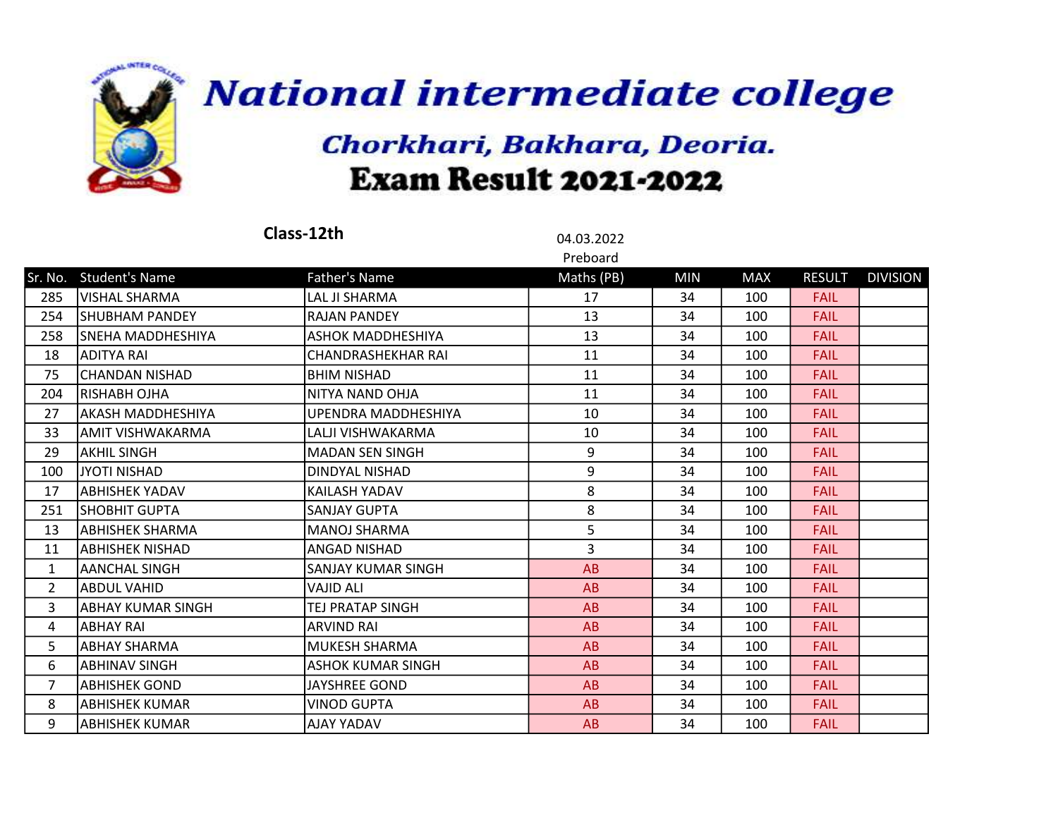# National intermediate college

## Chorkhari, Bakhara, Deoria.

## Exam Result 2021-2022

**Class-12th**

04.03.2022
Preboard

| Sr. No. | Student's Name | Father's Name | Maths (PB) | MIN | MAX | RESULT | DIVISION |
|---|---|---|---|---|---|---|---|
| 285 | VISHAL SHARMA | LAL JI SHARMA | 17 | 34 | 100 | FAIL | |
| 254 | SHUBHAM PANDEY | RAJAN PANDEY | 13 | 34 | 100 | FAIL | |
| 258 | SNEHA MADDHESHIYA | ASHOK MADDHESHIYA | 13 | 34 | 100 | FAIL | |
| 18 | ADITYA RAI | CHANDRASHEKHAR RAI | 11 | 34 | 100 | FAIL | |
| 75 | CHANDAN NISHAD | BHIM NISHAD | 11 | 34 | 100 | FAIL | |
| 204 | RISHABH OJHA | NITYA NAND OHJA | 11 | 34 | 100 | FAIL | |
| 27 | AKASH MADDHESHIYA | UPENDRA MADDHESHIYA | 10 | 34 | 100 | FAIL | |
| 33 | AMIT VISHWAKARMA | LALJI VISHWAKARMA | 10 | 34 | 100 | FAIL | |
| 29 | AKHIL SINGH | MADAN SEN SINGH | 9 | 34 | 100 | FAIL | |
| 100 | JYOTI NISHAD | DINDYAL NISHAD | 9 | 34 | 100 | FAIL | |
| 17 | ABHISHEK YADAV | KAILASH YADAV | 8 | 34 | 100 | FAIL | |
| 251 | SHOBHIT GUPTA | SANJAY GUPTA | 8 | 34 | 100 | FAIL | |
| 13 | ABHISHEK SHARMA | MANOJ SHARMA | 5 | 34 | 100 | FAIL | |
| 11 | ABHISHEK NISHAD | ANGAD NISHAD | 3 | 34 | 100 | FAIL | |
| 1 | AANCHAL SINGH | SANJAY KUMAR SINGH | AB | 34 | 100 | FAIL | |
| 2 | ABDUL VAHID | VAJID ALI | AB | 34 | 100 | FAIL | |
| 3 | ABHAY KUMAR SINGH | TEJ PRATAP SINGH | AB | 34 | 100 | FAIL | |
| 4 | ABHAY RAI | ARVIND RAI | AB | 34 | 100 | FAIL | |
| 5 | ABHAY SHARMA | MUKESH SHARMA | AB | 34 | 100 | FAIL | |
| 6 | ABHINAV SINGH | ASHOK KUMAR SINGH | AB | 34 | 100 | FAIL | |
| 7 | ABHISHEK GOND | JAYSHREE GOND | AB | 34 | 100 | FAIL | |
| 8 | ABHISHEK KUMAR | VINOD GUPTA | AB | 34 | 100 | FAIL | |
| 9 | ABHISHEK KUMAR | AJAY YADAV | AB | 34 | 100 | FAIL | |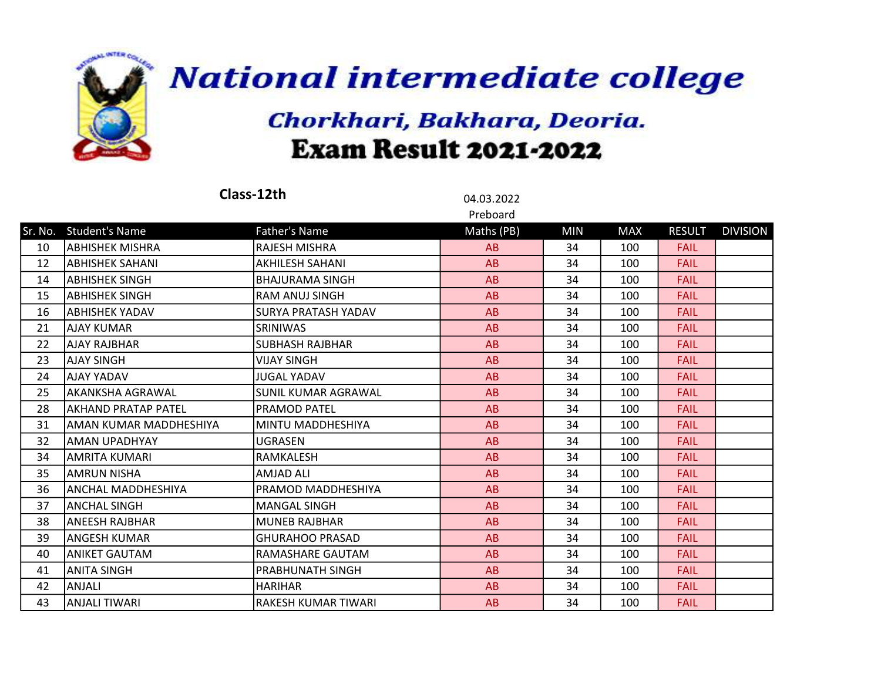# National intermediate college

## Chorkhari, Bakhara, Deoria.

## Exam Result 2021-2022

**Class-12th**

04.03.2022

Preboard

| Sr. No. | Student's Name | Father's Name | Maths (PB) | MIN | MAX | RESULT | DIVISION |
|---|---|---|---|---|---|---|---|
| 10 | ABHISHEK MISHRA | RAJESH MISHRA | AB | 34 | 100 | FAIL | |
| 12 | ABHISHEK SAHANI | AKHILESH SAHANI | AB | 34 | 100 | FAIL | |
| 14 | ABHISHEK SINGH | BHAJURAMA SINGH | AB | 34 | 100 | FAIL | |
| 15 | ABHISHEK SINGH | RAM ANUJ SINGH | AB | 34 | 100 | FAIL | |
| 16 | ABHISHEK YADAV | SURYA PRATASH YADAV | AB | 34 | 100 | FAIL | |
| 21 | AJAY KUMAR | SRINIWAS | AB | 34 | 100 | FAIL | |
| 22 | AJAY RAJBHAR | SUBHASH RAJBHAR | AB | 34 | 100 | FAIL | |
| 23 | AJAY SINGH | VIJAY SINGH | AB | 34 | 100 | FAIL | |
| 24 | AJAY YADAV | JUGAL YADAV | AB | 34 | 100 | FAIL | |
| 25 | AKANKSHA AGRAWAL | SUNIL KUMAR AGRAWAL | AB | 34 | 100 | FAIL | |
| 28 | AKHAND PRATAP PATEL | PRAMOD PATEL | AB | 34 | 100 | FAIL | |
| 31 | AMAN KUMAR MADDHESHIYA | MINTU MADDHESHIYA | AB | 34 | 100 | FAIL | |
| 32 | AMAN UPADHYAY | UGRASEN | AB | 34 | 100 | FAIL | |
| 34 | AMRITA KUMARI | RAMKALESH | AB | 34 | 100 | FAIL | |
| 35 | AMRUN NISHA | AMJAD ALI | AB | 34 | 100 | FAIL | |
| 36 | ANCHAL MADDHESHIYA | PRAMOD MADDHESHIYA | AB | 34 | 100 | FAIL | |
| 37 | ANCHAL SINGH | MANGAL SINGH | AB | 34 | 100 | FAIL | |
| 38 | ANEESH RAJBHAR | MUNEB RAJBHAR | AB | 34 | 100 | FAIL | |
| 39 | ANGESH KUMAR | GHURAHOO PRASAD | AB | 34 | 100 | FAIL | |
| 40 | ANIKET GAUTAM | RAMASHARE GAUTAM | AB | 34 | 100 | FAIL | |
| 41 | ANITA SINGH | PRABHUNATH SINGH | AB | 34 | 100 | FAIL | |
| 42 | ANJALI | HARIHAR | AB | 34 | 100 | FAIL | |
| 43 | ANJALI TIWARI | RAKESH KUMAR TIWARI | AB | 34 | 100 | FAIL | |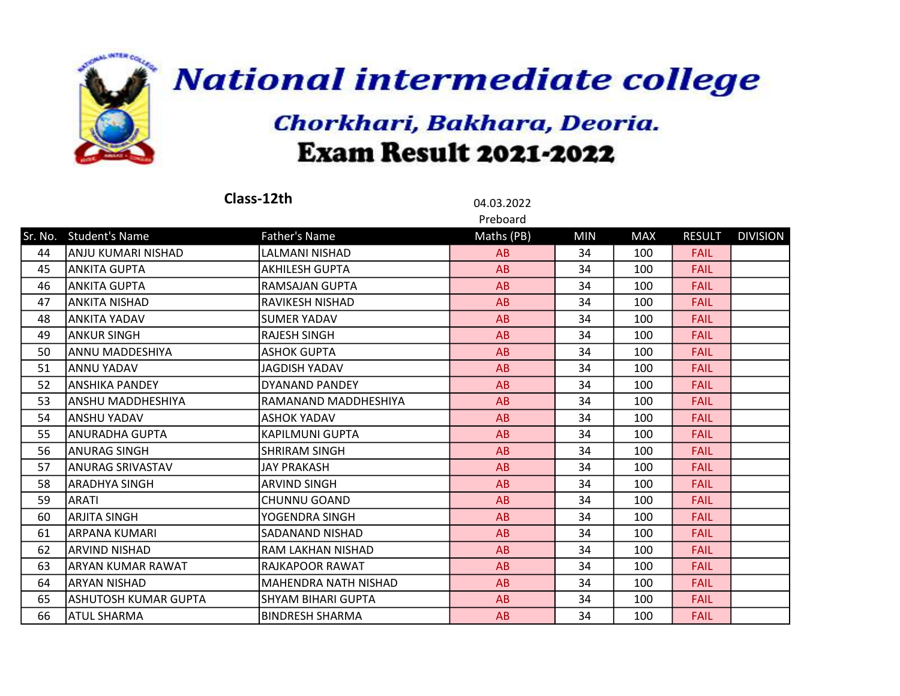# National intermediate college

## Chorkhari, Bakhara, Deoria.

## Exam Result 2021-2022

**Class-12th**

04.03.2022

Preboard

| Sr. No. | Student's Name | Father's Name | Maths (PB) | MIN | MAX | RESULT | DIVISION |
|---|---|---|---|---|---|---|---|
| 44 | ANJU KUMARI NISHAD | LALMANI NISHAD | AB | 34 | 100 | FAIL | |
| 45 | ANKITA GUPTA | AKHILESH GUPTA | AB | 34 | 100 | FAIL | |
| 46 | ANKITA GUPTA | RAMSAJAN GUPTA | AB | 34 | 100 | FAIL | |
| 47 | ANKITA NISHAD | RAVIKESH NISHAD | AB | 34 | 100 | FAIL | |
| 48 | ANKITA YADAV | SUMER YADAV | AB | 34 | 100 | FAIL | |
| 49 | ANKUR SINGH | RAJESH SINGH | AB | 34 | 100 | FAIL | |
| 50 | ANNU MADDESHIYA | ASHOK GUPTA | AB | 34 | 100 | FAIL | |
| 51 | ANNU YADAV | JAGDISH YADAV | AB | 34 | 100 | FAIL | |
| 52 | ANSHIKA PANDEY | DYANAND PANDEY | AB | 34 | 100 | FAIL | |
| 53 | ANSHU MADDHESHIYA | RAMANAND MADDHESHIYA | AB | 34 | 100 | FAIL | |
| 54 | ANSHU YADAV | ASHOK YADAV | AB | 34 | 100 | FAIL | |
| 55 | ANURADHA GUPTA | KAPILMUNI GUPTA | AB | 34 | 100 | FAIL | |
| 56 | ANURAG SINGH | SHRIRAM SINGH | AB | 34 | 100 | FAIL | |
| 57 | ANURAG SRIVASTAV | JAY PRAKASH | AB | 34 | 100 | FAIL | |
| 58 | ARADHYA SINGH | ARVIND SINGH | AB | 34 | 100 | FAIL | |
| 59 | ARATI | CHUNNU GOAND | AB | 34 | 100 | FAIL | |
| 60 | ARJITA SINGH | YOGENDRA SINGH | AB | 34 | 100 | FAIL | |
| 61 | ARPANA KUMARI | SADANAND NISHAD | AB | 34 | 100 | FAIL | |
| 62 | ARVIND NISHAD | RAM LAKHAN NISHAD | AB | 34 | 100 | FAIL | |
| 63 | ARYAN KUMAR RAWAT | RAJKAPOOR RAWAT | AB | 34 | 100 | FAIL | |
| 64 | ARYAN NISHAD | MAHENDRA NATH NISHAD | AB | 34 | 100 | FAIL | |
| 65 | ASHUTOSH KUMAR GUPTA | SHYAM BIHARI GUPTA | AB | 34 | 100 | FAIL | |
| 66 | ATUL SHARMA | BINDRESH SHARMA | AB | 34 | 100 | FAIL | |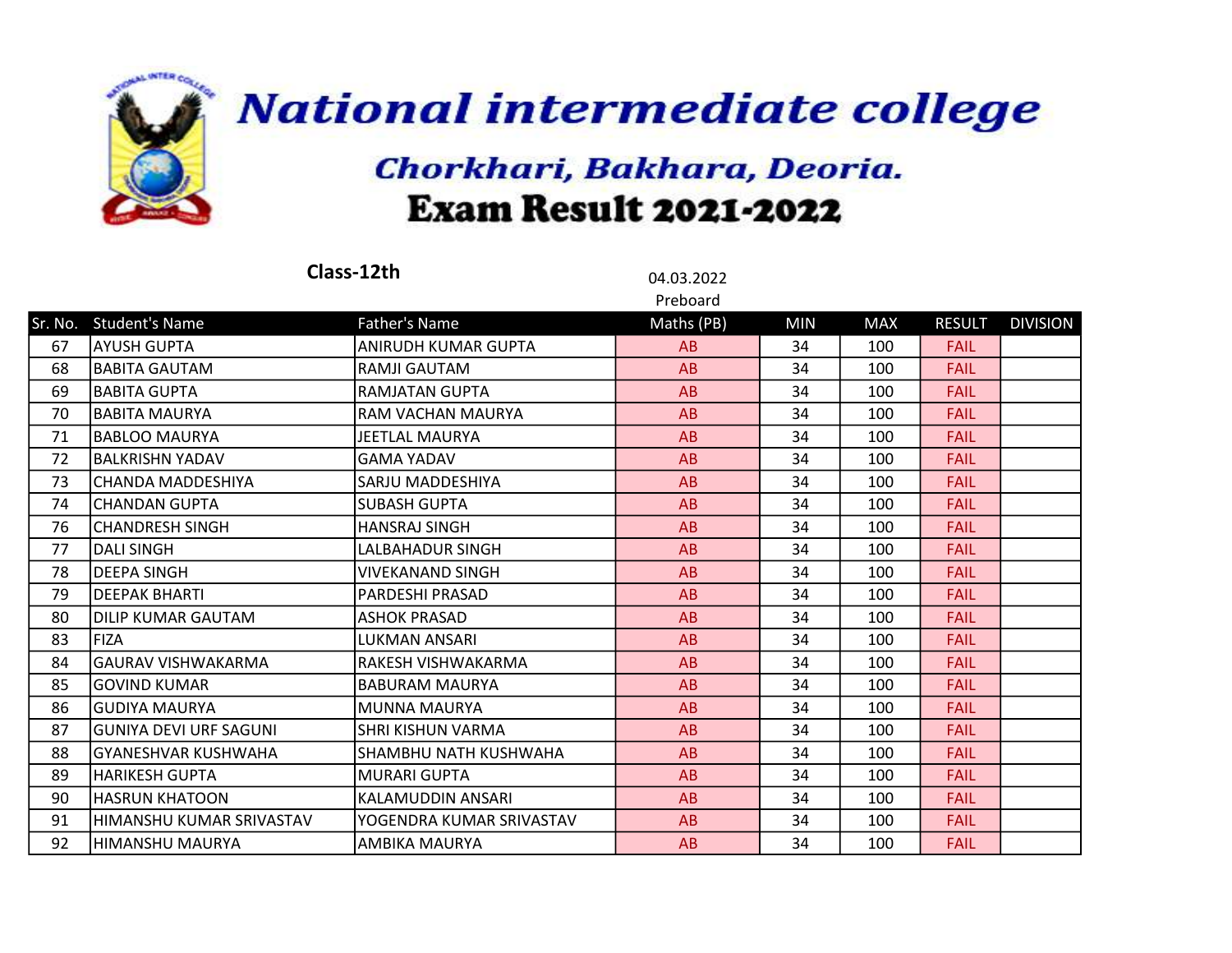# National intermediate college

## Chorkhari, Bakhara, Deoria.

## Exam Result 2021-2022

**Class-12th**

04.03.2022
Preboard

| Sr. No. | Student's Name | Father's Name | Maths (PB) | MIN | MAX | RESULT | DIVISION |
|---|---|---|---|---|---|---|---|
| 67 | AYUSH GUPTA | ANIRUDH KUMAR GUPTA | AB | 34 | 100 | FAIL | |
| 68 | BABITA GAUTAM | RAMJI GAUTAM | AB | 34 | 100 | FAIL | |
| 69 | BABITA GUPTA | RAMJATAN GUPTA | AB | 34 | 100 | FAIL | |
| 70 | BABITA MAURYA | RAM VACHAN MAURYA | AB | 34 | 100 | FAIL | |
| 71 | BABLOO MAURYA | JEETLAL MAURYA | AB | 34 | 100 | FAIL | |
| 72 | BALKRISHN YADAV | GAMA YADAV | AB | 34 | 100 | FAIL | |
| 73 | CHANDA MADDESHIYA | SARJU MADDESHIYA | AB | 34 | 100 | FAIL | |
| 74 | CHANDAN GUPTA | SUBASH GUPTA | AB | 34 | 100 | FAIL | |
| 76 | CHANDRESH SINGH | HANSRAJ SINGH | AB | 34 | 100 | FAIL | |
| 77 | DALI SINGH | LALBAHADUR SINGH | AB | 34 | 100 | FAIL | |
| 78 | DEEPA SINGH | VIVEKANAND SINGH | AB | 34 | 100 | FAIL | |
| 79 | DEEPAK BHARTI | PARDESHI PRASAD | AB | 34 | 100 | FAIL | |
| 80 | DILIP KUMAR GAUTAM | ASHOK PRASAD | AB | 34 | 100 | FAIL | |
| 83 | FIZA | LUKMAN ANSARI | AB | 34 | 100 | FAIL | |
| 84 | GAURAV VISHWAKARMA | RAKESH VISHWAKARMA | AB | 34 | 100 | FAIL | |
| 85 | GOVIND KUMAR | BABURAM MAURYA | AB | 34 | 100 | FAIL | |
| 86 | GUDIYA MAURYA | MUNNA MAURYA | AB | 34 | 100 | FAIL | |
| 87 | GUNIYA DEVI URF SAGUNI | SHRI KISHUN VARMA | AB | 34 | 100 | FAIL | |
| 88 | GYANESHVAR KUSHWAHA | SHAMBHU NATH KUSHWAHA | AB | 34 | 100 | FAIL | |
| 89 | HARIKESH GUPTA | MURARI GUPTA | AB | 34 | 100 | FAIL | |
| 90 | HASRUN KHATOON | KALAMUDDIN ANSARI | AB | 34 | 100 | FAIL | |
| 91 | HIMANSHU KUMAR SRIVASTAV | YOGENDRA KUMAR SRIVASTAV | AB | 34 | 100 | FAIL | |
| 92 | HIMANSHU MAURYA | AMBIKA MAURYA | AB | 34 | 100 | FAIL | |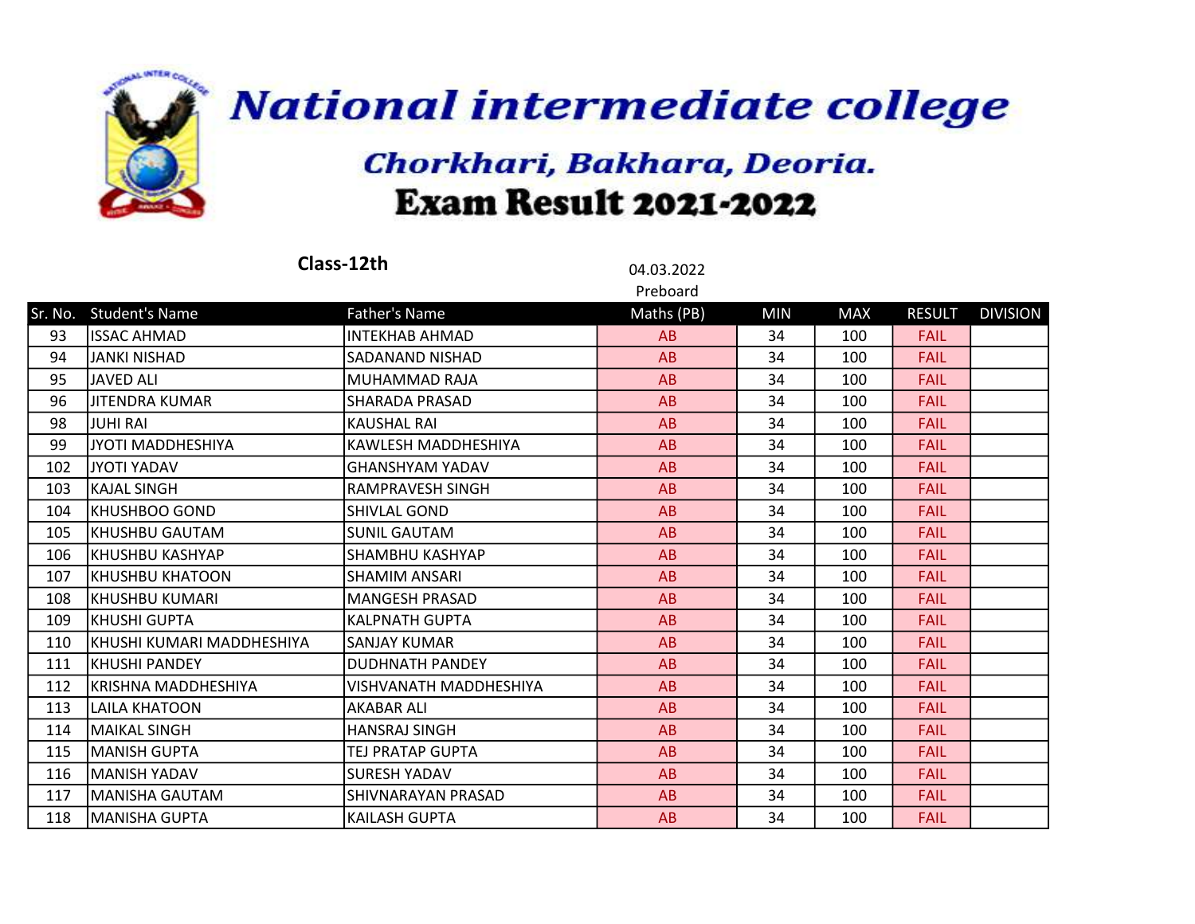# National intermediate college

## Chorkhari, Bakhara, Deoria.

## Exam Result 2021-2022

**Class-12th**

04.03.2022

Preboard

| Sr. No. | Student's Name | Father's Name | Maths (PB) | MIN | MAX | RESULT | DIVISION |
|---|---|---|---|---|---|---|---|
| 93 | ISSAC AHMAD | INTEKHAB AHMAD | AB | 34 | 100 | FAIL | |
| 94 | JANKI NISHAD | SADANAND NISHAD | AB | 34 | 100 | FAIL | |
| 95 | JAVED ALI | MUHAMMAD RAJA | AB | 34 | 100 | FAIL | |
| 96 | JITENDRA KUMAR | SHARADA PRASAD | AB | 34 | 100 | FAIL | |
| 98 | JUHI RAI | KAUSHAL RAI | AB | 34 | 100 | FAIL | |
| 99 | JYOTI MADDHESHIYA | KAWLESH MADDHESHIYA | AB | 34 | 100 | FAIL | |
| 102 | JYOTI YADAV | GHANSHYAM YADAV | AB | 34 | 100 | FAIL | |
| 103 | KAJAL SINGH | RAMPRAVESH SINGH | AB | 34 | 100 | FAIL | |
| 104 | KHUSHBOO GOND | SHIVLAL GOND | AB | 34 | 100 | FAIL | |
| 105 | KHUSHBU GAUTAM | SUNIL GAUTAM | AB | 34 | 100 | FAIL | |
| 106 | KHUSHBU KASHYAP | SHAMBHU KASHYAP | AB | 34 | 100 | FAIL | |
| 107 | KHUSHBU KHATOON | SHAMIM ANSARI | AB | 34 | 100 | FAIL | |
| 108 | KHUSHBU KUMARI | MANGESH PRASAD | AB | 34 | 100 | FAIL | |
| 109 | KHUSHI GUPTA | KALPNATH GUPTA | AB | 34 | 100 | FAIL | |
| 110 | KHUSHI KUMARI MADDHESHIYA | SANJAY KUMAR | AB | 34 | 100 | FAIL | |
| 111 | KHUSHI PANDEY | DUDHNATH PANDEY | AB | 34 | 100 | FAIL | |
| 112 | KRISHNA MADDHESHIYA | VISHVANATH MADDHESHIYA | AB | 34 | 100 | FAIL | |
| 113 | LAILA KHATOON | AKABAR ALI | AB | 34 | 100 | FAIL | |
| 114 | MAIKAL SINGH | HANSRAJ SINGH | AB | 34 | 100 | FAIL | |
| 115 | MANISH GUPTA | TEJ PRATAP GUPTA | AB | 34 | 100 | FAIL | |
| 116 | MANISH YADAV | SURESH YADAV | AB | 34 | 100 | FAIL | |
| 117 | MANISHA GAUTAM | SHIVNARAYAN PRASAD | AB | 34 | 100 | FAIL | |
| 118 | MANISHA GUPTA | KAILASH GUPTA | AB | 34 | 100 | FAIL | |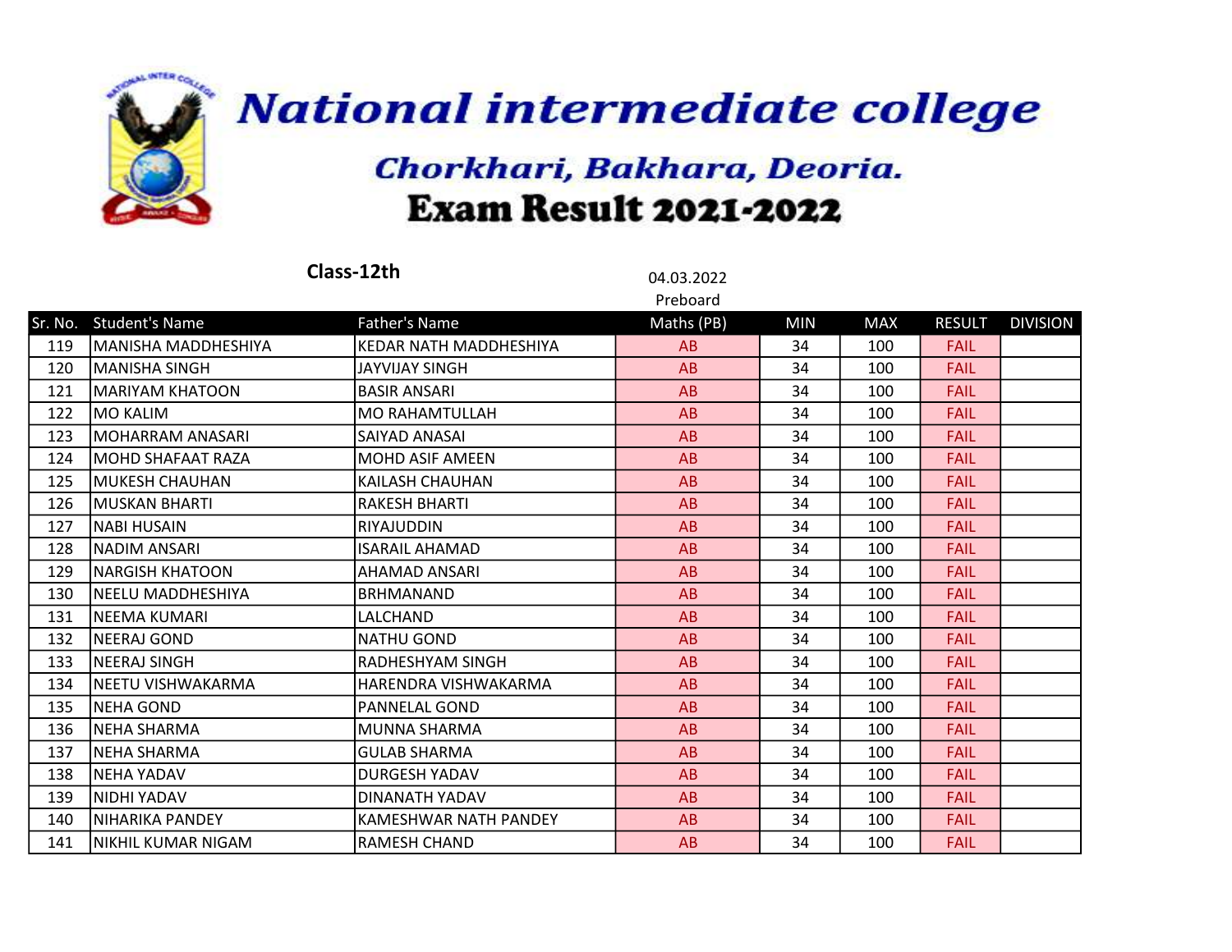# National intermediate college

## Chorkhari, Bakhara, Deoria.

## Exam Result 2021-2022

**Class-12th**

04.03.2022

Preboard

| Sr. No. | Student's Name | Father's Name | Maths (PB) | MIN | MAX | RESULT | DIVISION |
|---|---|---|---|---|---|---|---|
| 119 | MANISHA MADDHESHIYA | KEDAR NATH MADDHESHIYA | AB | 34 | 100 | FAIL | |
| 120 | MANISHA SINGH | JAYVIJAY SINGH | AB | 34 | 100 | FAIL | |
| 121 | MARIYAM KHATOON | BASIR ANSARI | AB | 34 | 100 | FAIL | |
| 122 | MO KALIM | MO RAHAMTULLAH | AB | 34 | 100 | FAIL | |
| 123 | MOHARRAM ANASARI | SAIYAD ANASAI | AB | 34 | 100 | FAIL | |
| 124 | MOHD SHAFAAT RAZA | MOHD ASIF AMEEN | AB | 34 | 100 | FAIL | |
| 125 | MUKESH CHAUHAN | KAILASH CHAUHAN | AB | 34 | 100 | FAIL | |
| 126 | MUSKAN BHARTI | RAKESH BHARTI | AB | 34 | 100 | FAIL | |
| 127 | NABI HUSAIN | RIYAJUDDIN | AB | 34 | 100 | FAIL | |
| 128 | NADIM ANSARI | ISARAIL AHAMAD | AB | 34 | 100 | FAIL | |
| 129 | NARGISH KHATOON | AHAMAD ANSARI | AB | 34 | 100 | FAIL | |
| 130 | NEELU MADDHESHIYA | BRHMANAND | AB | 34 | 100 | FAIL | |
| 131 | NEEMA KUMARI | LALCHAND | AB | 34 | 100 | FAIL | |
| 132 | NEERAJ GOND | NATHU GOND | AB | 34 | 100 | FAIL | |
| 133 | NEERAJ SINGH | RADHESHYAM SINGH | AB | 34 | 100 | FAIL | |
| 134 | NEETU VISHWAKARMA | HARENDRA VISHWAKARMA | AB | 34 | 100 | FAIL | |
| 135 | NEHA GOND | PANNELAL GOND | AB | 34 | 100 | FAIL | |
| 136 | NEHA SHARMA | MUNNA SHARMA | AB | 34 | 100 | FAIL | |
| 137 | NEHA SHARMA | GULAB SHARMA | AB | 34 | 100 | FAIL | |
| 138 | NEHA YADAV | DURGESH YADAV | AB | 34 | 100 | FAIL | |
| 139 | NIDHI YADAV | DINANATH YADAV | AB | 34 | 100 | FAIL | |
| 140 | NIHARIKA PANDEY | KAMESHWAR NATH PANDEY | AB | 34 | 100 | FAIL | |
| 141 | NIKHIL KUMAR NIGAM | RAMESH CHAND | AB | 34 | 100 | FAIL | |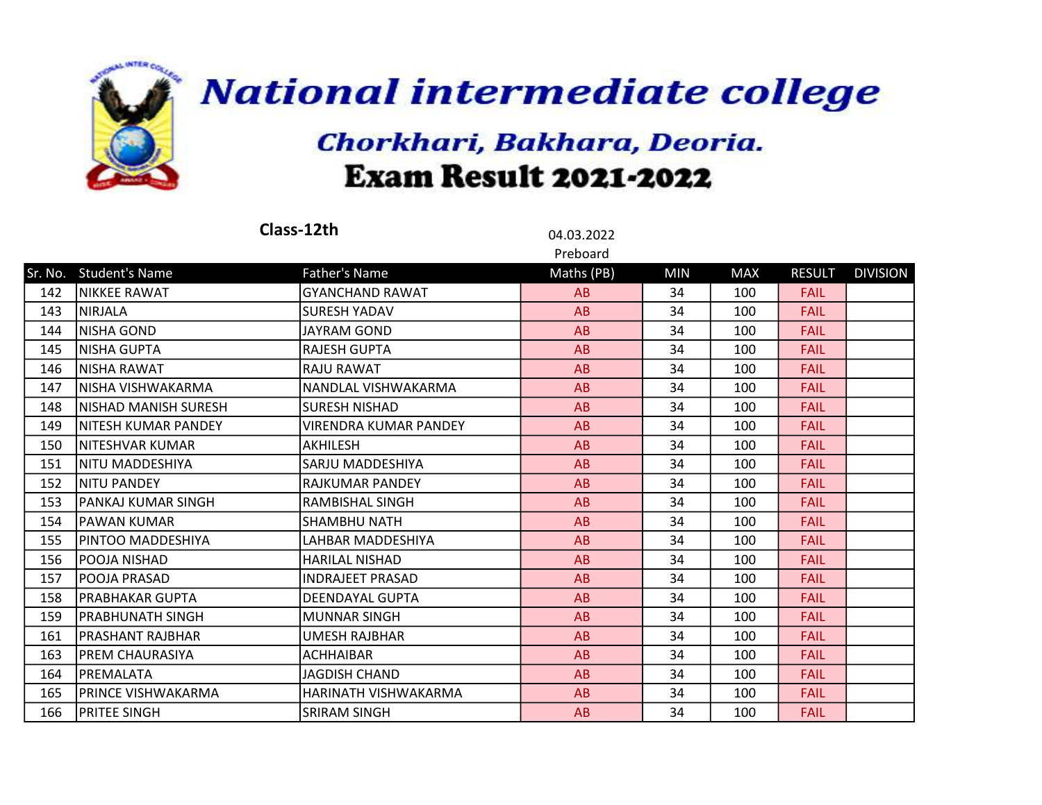# National intermediate college

## Chorkhari, Bakhara, Deoria.

## Exam Result 2021-2022

**Class-12th**

04.03.2022

Preboard

| Sr. No. | Student's Name | Father's Name | Maths (PB) | MIN | MAX | RESULT | DIVISION |
|---|---|---|---|---|---|---|---|
| 142 | NIKKEE RAWAT | GYANCHAND RAWAT | AB | 34 | 100 | FAIL | |
| 143 | NIRJALA | SURESH YADAV | AB | 34 | 100 | FAIL | |
| 144 | NISHA GOND | JAYRAM GOND | AB | 34 | 100 | FAIL | |
| 145 | NISHA GUPTA | RAJESH GUPTA | AB | 34 | 100 | FAIL | |
| 146 | NISHA RAWAT | RAJU RAWAT | AB | 34 | 100 | FAIL | |
| 147 | NISHA VISHWAKARMA | NANDLAL VISHWAKARMA | AB | 34 | 100 | FAIL | |
| 148 | NISHAD MANISH SURESH | SURESH NISHAD | AB | 34 | 100 | FAIL | |
| 149 | NITESH KUMAR PANDEY | VIRENDRA KUMAR PANDEY | AB | 34 | 100 | FAIL | |
| 150 | NITESHVAR KUMAR | AKHILESH | AB | 34 | 100 | FAIL | |
| 151 | NITU MADDESHIYA | SARJU MADDESHIYA | AB | 34 | 100 | FAIL | |
| 152 | NITU PANDEY | RAJKUMAR PANDEY | AB | 34 | 100 | FAIL | |
| 153 | PANKAJ KUMAR SINGH | RAMBISHAL SINGH | AB | 34 | 100 | FAIL | |
| 154 | PAWAN KUMAR | SHAMBHU NATH | AB | 34 | 100 | FAIL | |
| 155 | PINTOO MADDESHIYA | LAHBAR MADDESHIYA | AB | 34 | 100 | FAIL | |
| 156 | POOJA NISHAD | HARILAL NISHAD | AB | 34 | 100 | FAIL | |
| 157 | POOJA PRASAD | INDRAJEET PRASAD | AB | 34 | 100 | FAIL | |
| 158 | PRABHAKAR GUPTA | DEENDAYAL GUPTA | AB | 34 | 100 | FAIL | |
| 159 | PRABHUNATH SINGH | MUNNAR SINGH | AB | 34 | 100 | FAIL | |
| 161 | PRASHANT RAJBHAR | UMESH RAJBHAR | AB | 34 | 100 | FAIL | |
| 163 | PREM CHAURASIYA | ACHHAIBAR | AB | 34 | 100 | FAIL | |
| 164 | PREMALATA | JAGDISH CHAND | AB | 34 | 100 | FAIL | |
| 165 | PRINCE VISHWAKARMA | HARINATH VISHWAKARMA | AB | 34 | 100 | FAIL | |
| 166 | PRITEE SINGH | SRIRAM SINGH | AB | 34 | 100 | FAIL | |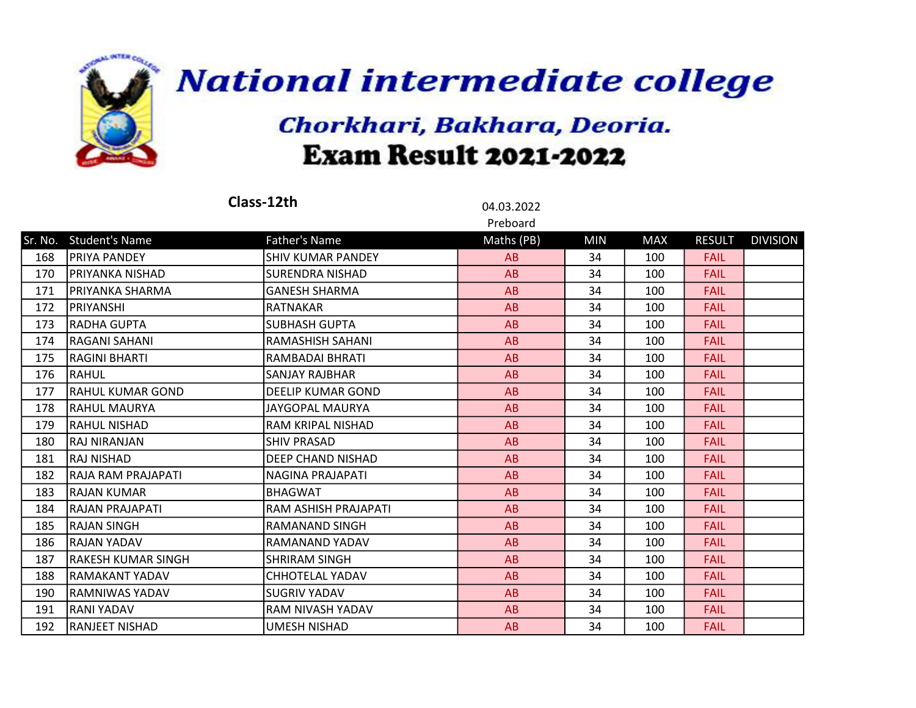# National intermediate college

## Chorkhari, Bakhara, Deoria.

## Exam Result 2021-2022

**Class-12th**

04.03.2022

Preboard

| Sr. No. | Student's Name | Father's Name | Maths (PB) | MIN | MAX | RESULT | DIVISION |
|---|---|---|---|---|---|---|---|
| 168 | PRIYA PANDEY | SHIV KUMAR PANDEY | AB | 34 | 100 | FAIL | |
| 170 | PRIYANKA NISHAD | SURENDRA NISHAD | AB | 34 | 100 | FAIL | |
| 171 | PRIYANKA SHARMA | GANESH SHARMA | AB | 34 | 100 | FAIL | |
| 172 | PRIYANSHI | RATNAKAR | AB | 34 | 100 | FAIL | |
| 173 | RADHA GUPTA | SUBHASH GUPTA | AB | 34 | 100 | FAIL | |
| 174 | RAGANI SAHANI | RAMASHISH SAHANI | AB | 34 | 100 | FAIL | |
| 175 | RAGINI BHARTI | RAMBADAI BHRATI | AB | 34 | 100 | FAIL | |
| 176 | RAHUL | SANJAY RAJBHAR | AB | 34 | 100 | FAIL | |
| 177 | RAHUL KUMAR GOND | DEELIP KUMAR GOND | AB | 34 | 100 | FAIL | |
| 178 | RAHUL MAURYA | JAYGOPAL MAURYA | AB | 34 | 100 | FAIL | |
| 179 | RAHUL NISHAD | RAM KRIPAL NISHAD | AB | 34 | 100 | FAIL | |
| 180 | RAJ NIRANJAN | SHIV PRASAD | AB | 34 | 100 | FAIL | |
| 181 | RAJ NISHAD | DEEP CHAND NISHAD | AB | 34 | 100 | FAIL | |
| 182 | RAJA RAM PRAJAPATI | NAGINA PRAJAPATI | AB | 34 | 100 | FAIL | |
| 183 | RAJAN KUMAR | BHAGWAT | AB | 34 | 100 | FAIL | |
| 184 | RAJAN PRAJAPATI | RAM ASHISH PRAJAPATI | AB | 34 | 100 | FAIL | |
| 185 | RAJAN SINGH | RAMANAND SINGH | AB | 34 | 100 | FAIL | |
| 186 | RAJAN YADAV | RAMANAND YADAV | AB | 34 | 100 | FAIL | |
| 187 | RAKESH KUMAR SINGH | SHRIRAM SINGH | AB | 34 | 100 | FAIL | |
| 188 | RAMAKANT YADAV | CHHOTELAL YADAV | AB | 34 | 100 | FAIL | |
| 190 | RAMNIWAS YADAV | SUGRIV YADAV | AB | 34 | 100 | FAIL | |
| 191 | RANI YADAV | RAM NIVASH YADAV | AB | 34 | 100 | FAIL | |
| 192 | RANJEET NISHAD | UMESH NISHAD | AB | 34 | 100 | FAIL | |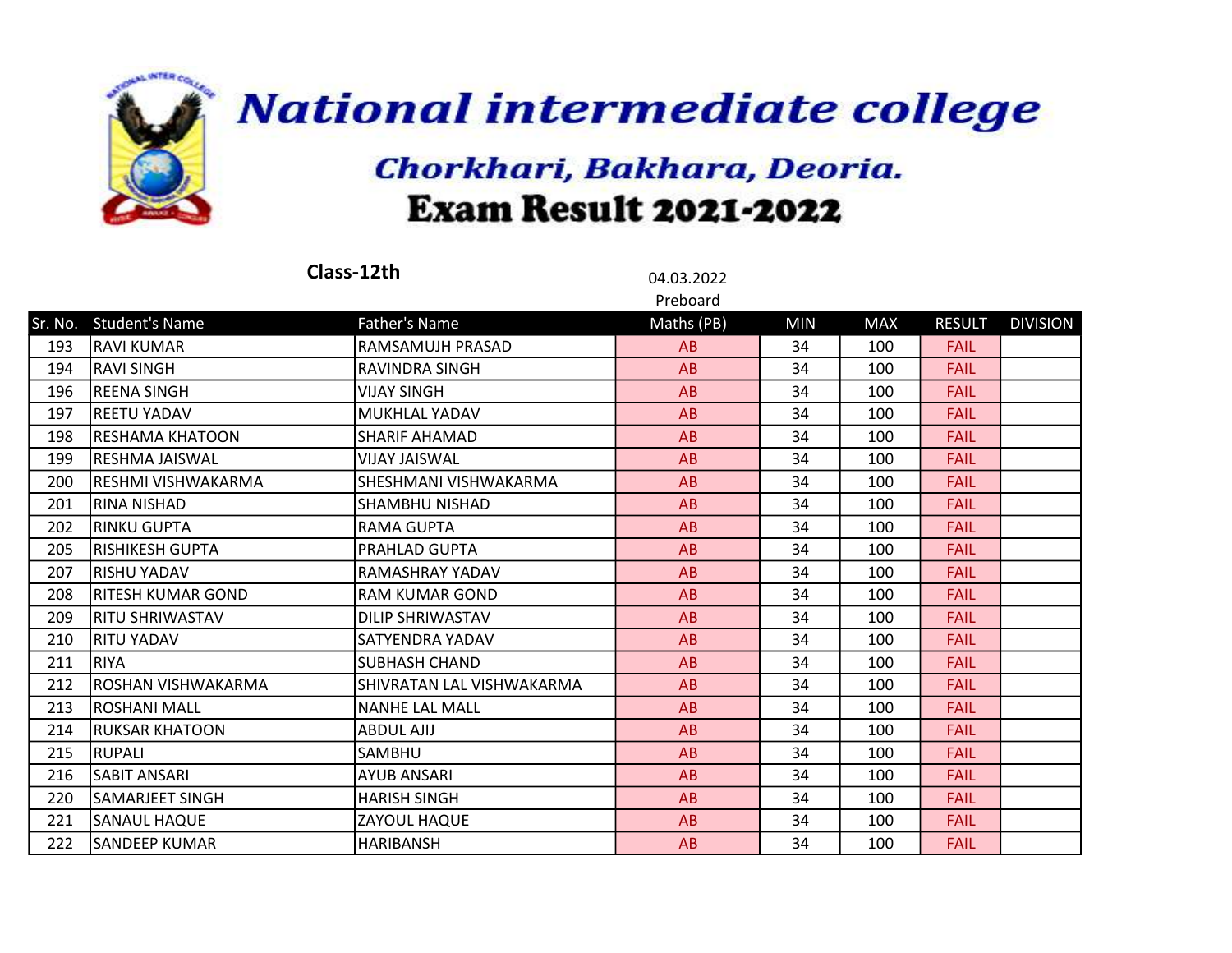# National intermediate college

## Chorkhari, Bakhara, Deoria.

## Exam Result 2021-2022

**Class-12th**

04.03.2022

| Sr. No. | Student's Name | Father's Name | Preboard<br>Maths (PB) | MIN | MAX | RESULT | DIVISION |
|---|---|---|---|---|---|---|---|
| 193 | RAVI KUMAR | RAMSAMUJH PRASAD | AB | 34 | 100 | FAIL | |
| 194 | RAVI SINGH | RAVINDRA SINGH | AB | 34 | 100 | FAIL | |
| 196 | REENA SINGH | VIJAY SINGH | AB | 34 | 100 | FAIL | |
| 197 | REETU YADAV | MUKHLAL YADAV | AB | 34 | 100 | FAIL | |
| 198 | RESHAMA KHATOON | SHARIF AHAMAD | AB | 34 | 100 | FAIL | |
| 199 | RESHMA JAISWAL | VIJAY JAISWAL | AB | 34 | 100 | FAIL | |
| 200 | RESHMI VISHWAKARMA | SHESHMANI VISHWAKARMA | AB | 34 | 100 | FAIL | |
| 201 | RINA NISHAD | SHAMBHU NISHAD | AB | 34 | 100 | FAIL | |
| 202 | RINKU GUPTA | RAMA GUPTA | AB | 34 | 100 | FAIL | |
| 205 | RISHIKESH GUPTA | PRAHLAD GUPTA | AB | 34 | 100 | FAIL | |
| 207 | RISHU YADAV | RAMASHRAY YADAV | AB | 34 | 100 | FAIL | |
| 208 | RITESH KUMAR GOND | RAM KUMAR GOND | AB | 34 | 100 | FAIL | |
| 209 | RITU SHRIWASTAV | DILIP SHRIWASTAV | AB | 34 | 100 | FAIL | |
| 210 | RITU YADAV | SATYENDRA YADAV | AB | 34 | 100 | FAIL | |
| 211 | RIYA | SUBHASH CHAND | AB | 34 | 100 | FAIL | |
| 212 | ROSHAN VISHWAKARMA | SHIVRATAN LAL VISHWAKARMA | AB | 34 | 100 | FAIL | |
| 213 | ROSHANI MALL | NANHE LAL MALL | AB | 34 | 100 | FAIL | |
| 214 | RUKSAR KHATOON | ABDUL AJIJ | AB | 34 | 100 | FAIL | |
| 215 | RUPALI | SAMBHU | AB | 34 | 100 | FAIL | |
| 216 | SABIT ANSARI | AYUB ANSARI | AB | 34 | 100 | FAIL | |
| 220 | SAMARJEET SINGH | HARISH SINGH | AB | 34 | 100 | FAIL | |
| 221 | SANAUL HAQUE | ZAYOUL HAQUE | AB | 34 | 100 | FAIL | |
| 222 | SANDEEP KUMAR | HARIBANSH | AB | 34 | 100 | FAIL | |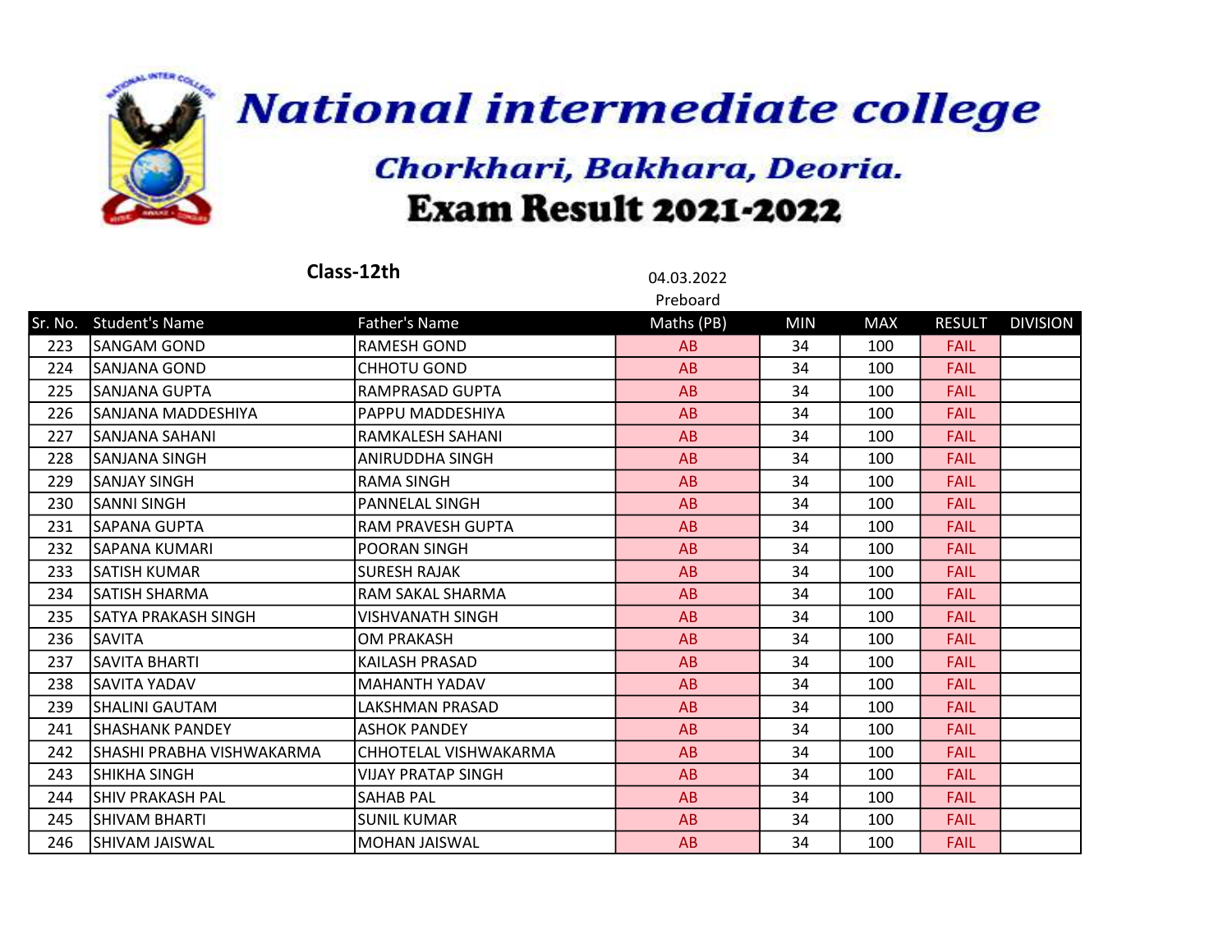# National intermediate college

## Chorkhari, Bakhara, Deoria.

## Exam Result 2021-2022

**Class-12th**

04.03.2022

Preboard

| Sr. No. | Student's Name | Father's Name | Maths (PB) | MIN | MAX | RESULT | DIVISION |
|---|---|---|---|---|---|---|---|
| 223 | SANGAM GOND | RAMESH GOND | AB | 34 | 100 | FAIL | |
| 224 | SANJANA GOND | CHHOTU GOND | AB | 34 | 100 | FAIL | |
| 225 | SANJANA GUPTA | RAMPRASAD GUPTA | AB | 34 | 100 | FAIL | |
| 226 | SANJANA MADDESHIYA | PAPPU MADDESHIYA | AB | 34 | 100 | FAIL | |
| 227 | SANJANA SAHANI | RAMKALESH SAHANI | AB | 34 | 100 | FAIL | |
| 228 | SANJANA SINGH | ANIRUDDHA SINGH | AB | 34 | 100 | FAIL | |
| 229 | SANJAY SINGH | RAMA SINGH | AB | 34 | 100 | FAIL | |
| 230 | SANNI SINGH | PANNELAL SINGH | AB | 34 | 100 | FAIL | |
| 231 | SAPANA GUPTA | RAM PRAVESH GUPTA | AB | 34 | 100 | FAIL | |
| 232 | SAPANA KUMARI | POORAN SINGH | AB | 34 | 100 | FAIL | |
| 233 | SATISH KUMAR | SURESH RAJAK | AB | 34 | 100 | FAIL | |
| 234 | SATISH SHARMA | RAM SAKAL SHARMA | AB | 34 | 100 | FAIL | |
| 235 | SATYA PRAKASH SINGH | VISHVANATH SINGH | AB | 34 | 100 | FAIL | |
| 236 | SAVITA | OM PRAKASH | AB | 34 | 100 | FAIL | |
| 237 | SAVITA BHARTI | KAILASH PRASAD | AB | 34 | 100 | FAIL | |
| 238 | SAVITA YADAV | MAHANTH YADAV | AB | 34 | 100 | FAIL | |
| 239 | SHALINI GAUTAM | LAKSHMAN PRASAD | AB | 34 | 100 | FAIL | |
| 241 | SHASHANK PANDEY | ASHOK PANDEY | AB | 34 | 100 | FAIL | |
| 242 | SHASHI PRABHA VISHWAKARMA | CHHOTELAL VISHWAKARMA | AB | 34 | 100 | FAIL | |
| 243 | SHIKHA SINGH | VIJAY PRATAP SINGH | AB | 34 | 100 | FAIL | |
| 244 | SHIV PRAKASH PAL | SAHAB PAL | AB | 34 | 100 | FAIL | |
| 245 | SHIVAM BHARTI | SUNIL KUMAR | AB | 34 | 100 | FAIL | |
| 246 | SHIVAM JAISWAL | MOHAN JAISWAL | AB | 34 | 100 | FAIL | |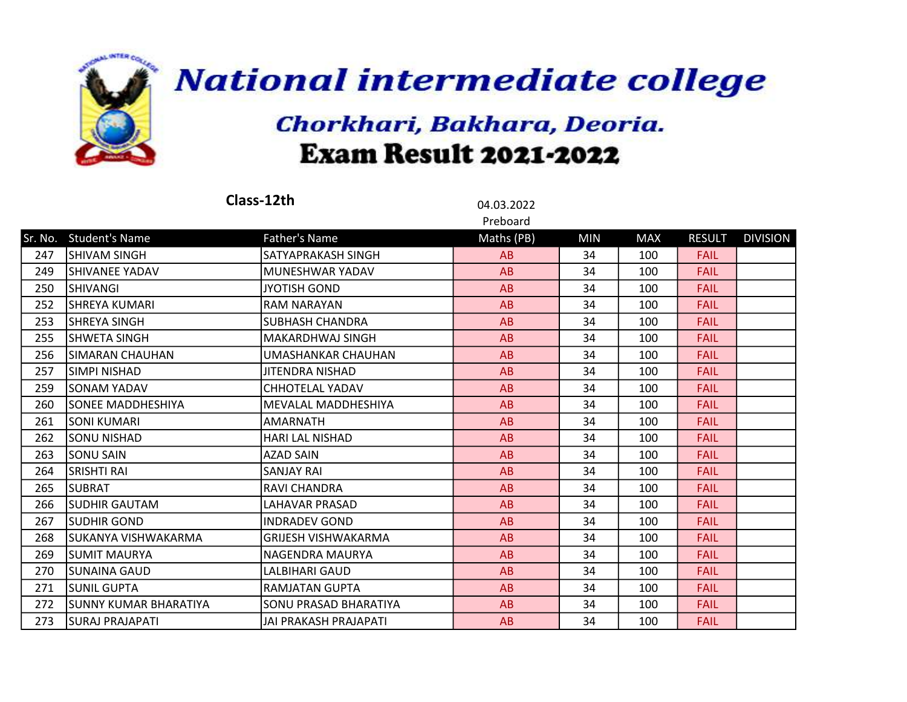# National intermediate college

## Chorkhari, Bakhara, Deoria.

## Exam Result 2021-2022

**Class-12th**

04.03.2022
Preboard

| Sr. No. | Student's Name | Father's Name | Maths (PB) | MIN | MAX | RESULT | DIVISION |
|---|---|---|---|---|---|---|---|
| 247 | SHIVAM SINGH | SATYAPRAKASH SINGH | AB | 34 | 100 | FAIL | |
| 249 | SHIVANEE YADAV | MUNESHWAR YADAV | AB | 34 | 100 | FAIL | |
| 250 | SHIVANGI | JYOTISH GOND | AB | 34 | 100 | FAIL | |
| 252 | SHREYA KUMARI | RAM NARAYAN | AB | 34 | 100 | FAIL | |
| 253 | SHREYA SINGH | SUBHASH CHANDRA | AB | 34 | 100 | FAIL | |
| 255 | SHWETA SINGH | MAKARDHWAJ SINGH | AB | 34 | 100 | FAIL | |
| 256 | SIMARAN CHAUHAN | UMASHANKAR CHAUHAN | AB | 34 | 100 | FAIL | |
| 257 | SIMPI NISHAD | JITENDRA NISHAD | AB | 34 | 100 | FAIL | |
| 259 | SONAM YADAV | CHHOTELAL YADAV | AB | 34 | 100 | FAIL | |
| 260 | SONEE MADDHESHIYA | MEVALAL MADDHESHIYA | AB | 34 | 100 | FAIL | |
| 261 | SONI KUMARI | AMARNATH | AB | 34 | 100 | FAIL | |
| 262 | SONU NISHAD | HARI LAL NISHAD | AB | 34 | 100 | FAIL | |
| 263 | SONU SAIN | AZAD SAIN | AB | 34 | 100 | FAIL | |
| 264 | SRISHTI RAI | SANJAY RAI | AB | 34 | 100 | FAIL | |
| 265 | SUBRAT | RAVI CHANDRA | AB | 34 | 100 | FAIL | |
| 266 | SUDHIR GAUTAM | LAHAVAR PRASAD | AB | 34 | 100 | FAIL | |
| 267 | SUDHIR GOND | INDRADEV GOND | AB | 34 | 100 | FAIL | |
| 268 | SUKANYA VISHWAKARMA | GRIJESH VISHWAKARMA | AB | 34 | 100 | FAIL | |
| 269 | SUMIT MAURYA | NAGENDRA MAURYA | AB | 34 | 100 | FAIL | |
| 270 | SUNAINA GAUD | LALBIHARI GAUD | AB | 34 | 100 | FAIL | |
| 271 | SUNIL GUPTA | RAMJATAN GUPTA | AB | 34 | 100 | FAIL | |
| 272 | SUNNY KUMAR BHARATIYA | SONU PRASAD BHARATIYA | AB | 34 | 100 | FAIL | |
| 273 | SURAJ PRAJAPATI | JAI PRAKASH PRAJAPATI | AB | 34 | 100 | FAIL | |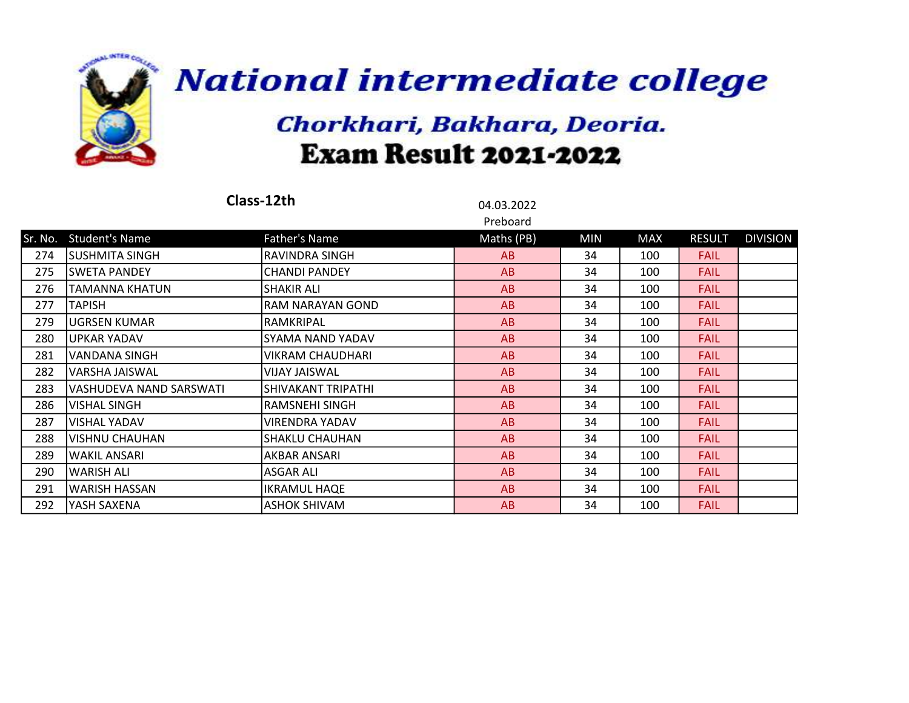# National intermediate college

## Chorkhari, Bakhara, Deoria.

## Exam Result 2021-2022

**Class-12th**

04.03.2022
Preboard

| Sr. No. | Student's Name | Father's Name | Maths (PB) | MIN | MAX | RESULT | DIVISION |
|---|---|---|---|---|---|---|---|
| 274 | SUSHMITA SINGH | RAVINDRA SINGH | AB | 34 | 100 | FAIL | |
| 275 | SWETA PANDEY | CHANDI PANDEY | AB | 34 | 100 | FAIL | |
| 276 | TAMANNA KHATUN | SHAKIR ALI | AB | 34 | 100 | FAIL | |
| 277 | TAPISH | RAM NARAYAN GOND | AB | 34 | 100 | FAIL | |
| 279 | UGRSEN KUMAR | RAMKRIPAL | AB | 34 | 100 | FAIL | |
| 280 | UPKAR YADAV | SYAMA NAND YADAV | AB | 34 | 100 | FAIL | |
| 281 | VANDANA SINGH | VIKRAM CHAUDHARI | AB | 34 | 100 | FAIL | |
| 282 | VARSHA JAISWAL | VIJAY JAISWAL | AB | 34 | 100 | FAIL | |
| 283 | VASHUDEVA NAND SARSWATI | SHIVAKANT TRIPATHI | AB | 34 | 100 | FAIL | |
| 286 | VISHAL SINGH | RAMSNEHI SINGH | AB | 34 | 100 | FAIL | |
| 287 | VISHAL YADAV | VIRENDRA YADAV | AB | 34 | 100 | FAIL | |
| 288 | VISHNU CHAUHAN | SHAKLU CHAUHAN | AB | 34 | 100 | FAIL | |
| 289 | WAKIL ANSARI | AKBAR ANSARI | AB | 34 | 100 | FAIL | |
| 290 | WARISH ALI | ASGAR ALI | AB | 34 | 100 | FAIL | |
| 291 | WARISH HASSAN | IKRAMUL HAQE | AB | 34 | 100 | FAIL | |
| 292 | YASH SAXENA | ASHOK SHIVAM | AB | 34 | 100 | FAIL | |